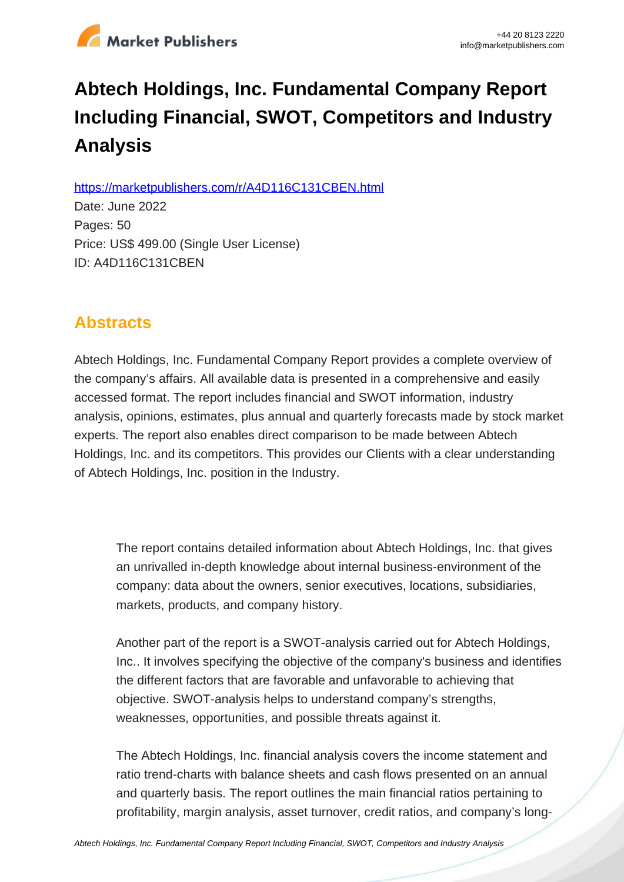# Abtech Holdings, Inc. Fundamental Company Report Including Financial, SWOT, Competitors and Industry Analysis

https://marketpublishers.com/r/A4D116C131CBEN.html

Date: June 2022

Pages: 50

Price: US$ 499.00 (Single User License)

ID: A4D116C131CBEN

## Abstracts

Abtech Holdings, Inc. Fundamental Company Report provides a complete overview of the company's affairs. All available data is presented in a comprehensive and easily accessed format. The report includes financial and SWOT information, industry analysis, opinions, estimates, plus annual and quarterly forecasts made by stock market experts. The report also enables direct comparison to be made between Abtech Holdings, Inc. and its competitors. This provides our Clients with a clear understanding of Abtech Holdings, Inc. position in the Industry.

> The report contains detailed information about Abtech Holdings, Inc. that gives an unrivalled in-depth knowledge about internal business-environment of the company: data about the owners, senior executives, locations, subsidiaries, markets, products, and company history.
>
> Another part of the report is a SWOT-analysis carried out for Abtech Holdings, Inc.. It involves specifying the objective of the company's business and identifies the different factors that are favorable and unfavorable to achieving that objective. SWOT-analysis helps to understand company's strengths, weaknesses, opportunities, and possible threats against it.
>
> The Abtech Holdings, Inc. financial analysis covers the income statement and ratio trend-charts with balance sheets and cash flows presented on an annual and quarterly basis. The report outlines the main financial ratios pertaining to profitability, margin analysis, asset turnover, credit ratios, and company's long-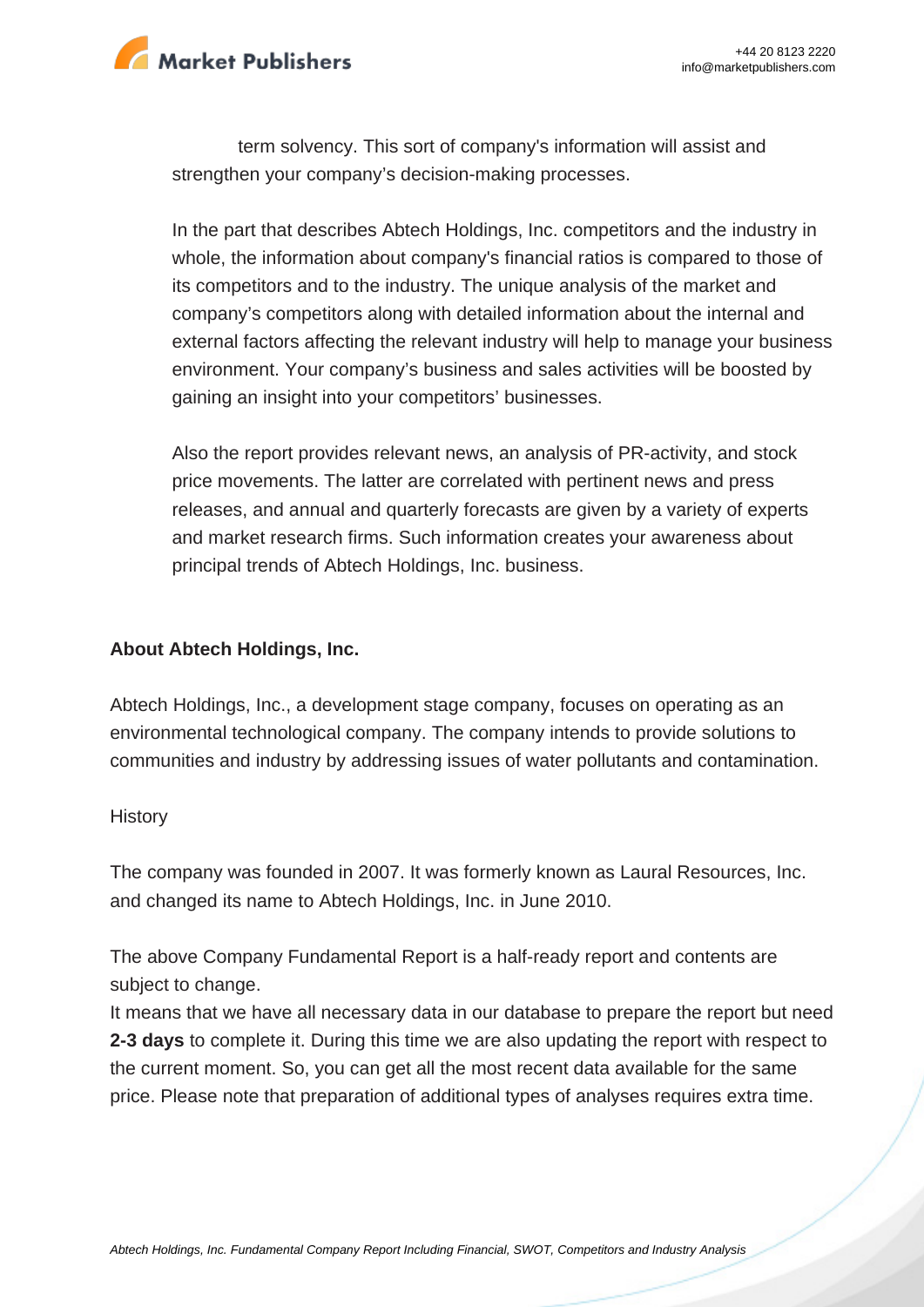term solvency. This sort of company's information will assist and strengthen your company's decision-making processes.

In the part that describes Abtech Holdings, Inc. competitors and the industry in whole, the information about company's financial ratios is compared to those of its competitors and to the industry. The unique analysis of the market and company's competitors along with detailed information about the internal and external factors affecting the relevant industry will help to manage your business environment. Your company's business and sales activities will be boosted by gaining an insight into your competitors' businesses.

Also the report provides relevant news, an analysis of PR-activity, and stock price movements. The latter are correlated with pertinent news and press releases, and annual and quarterly forecasts are given by a variety of experts and market research firms. Such information creates your awareness about principal trends of Abtech Holdings, Inc. business.

**About Abtech Holdings, Inc.**

Abtech Holdings, Inc., a development stage company, focuses on operating as an environmental technological company. The company intends to provide solutions to communities and industry by addressing issues of water pollutants and contamination.

History

The company was founded in 2007. It was formerly known as Laural Resources, Inc. and changed its name to Abtech Holdings, Inc. in June 2010.

The above Company Fundamental Report is a half-ready report and contents are subject to change.

It means that we have all necessary data in our database to prepare the report but need **2-3 days** to complete it. During this time we are also updating the report with respect to the current moment. So, you can get all the most recent data available for the same price. Please note that preparation of additional types of analyses requires extra time.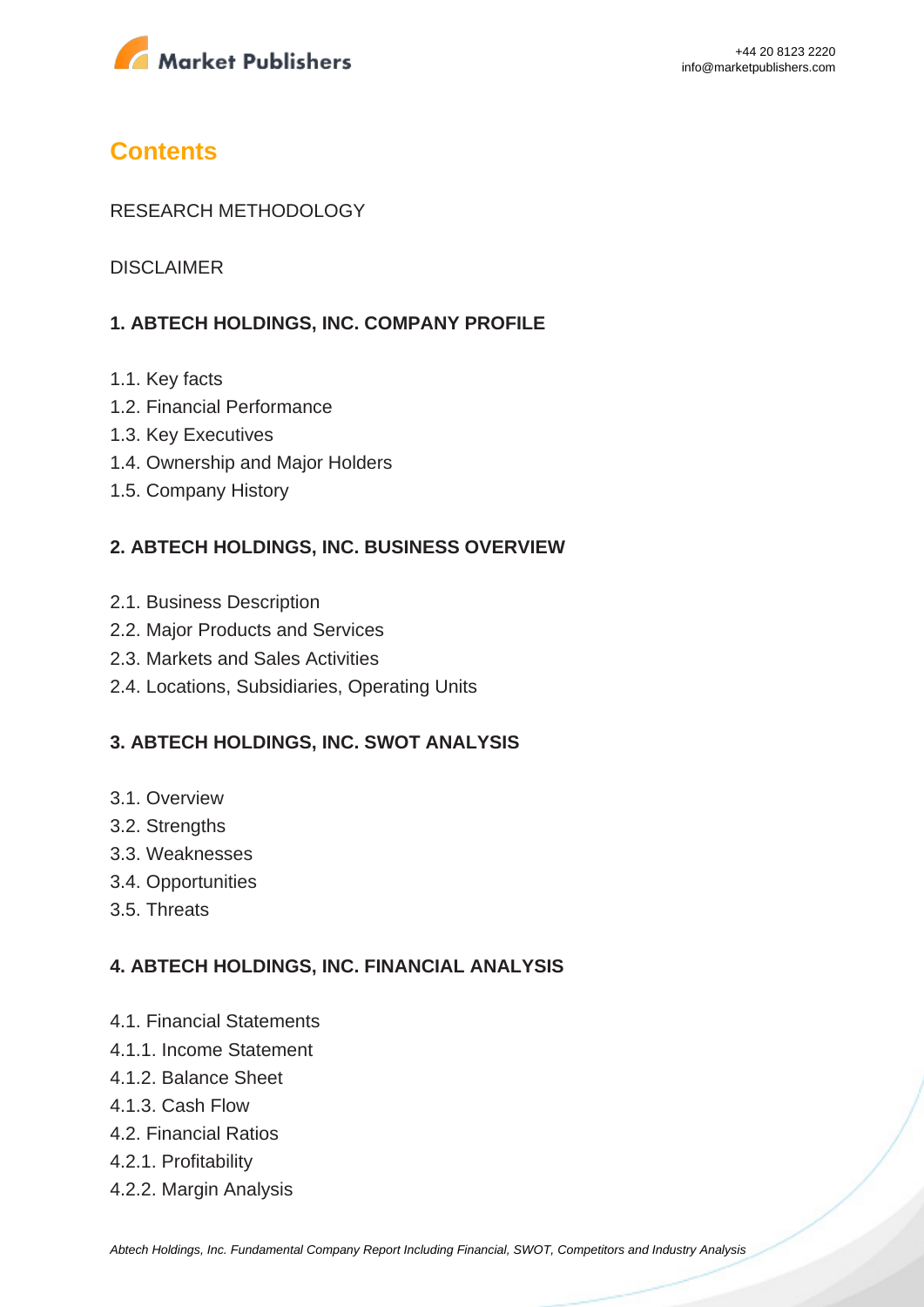# Contents

RESEARCH METHODOLOGY

DISCLAIMER

**1. ABTECH HOLDINGS, INC. COMPANY PROFILE**

1.1. Key facts
1.2. Financial Performance
1.3. Key Executives
1.4. Ownership and Major Holders
1.5. Company History

**2. ABTECH HOLDINGS, INC. BUSINESS OVERVIEW**

2.1. Business Description
2.2. Major Products and Services
2.3. Markets and Sales Activities
2.4. Locations, Subsidiaries, Operating Units

**3. ABTECH HOLDINGS, INC. SWOT ANALYSIS**

3.1. Overview
3.2. Strengths
3.3. Weaknesses
3.4. Opportunities
3.5. Threats

**4. ABTECH HOLDINGS, INC. FINANCIAL ANALYSIS**

4.1. Financial Statements
4.1.1. Income Statement
4.1.2. Balance Sheet
4.1.3. Cash Flow
4.2. Financial Ratios
4.2.1. Profitability
4.2.2. Margin Analysis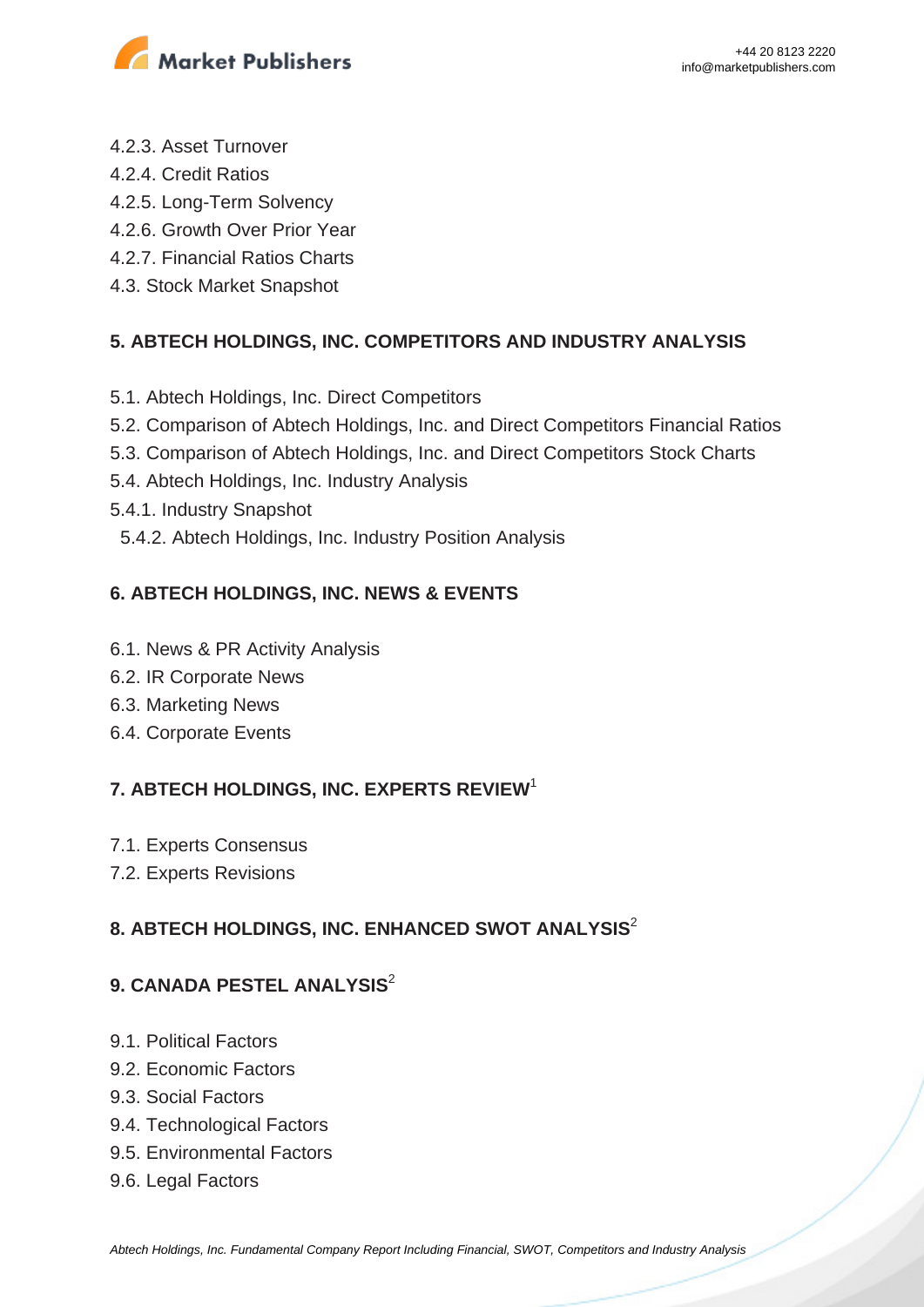4.2.3. Asset Turnover
4.2.4. Credit Ratios
4.2.5. Long-Term Solvency
4.2.6. Growth Over Prior Year
4.2.7. Financial Ratios Charts
4.3. Stock Market Snapshot

## 5. ABTECH HOLDINGS, INC. COMPETITORS AND INDUSTRY ANALYSIS

5.1. Abtech Holdings, Inc. Direct Competitors
5.2. Comparison of Abtech Holdings, Inc. and Direct Competitors Financial Ratios
5.3. Comparison of Abtech Holdings, Inc. and Direct Competitors Stock Charts
5.4. Abtech Holdings, Inc. Industry Analysis
5.4.1. Industry Snapshot
5.4.2. Abtech Holdings, Inc. Industry Position Analysis

## 6. ABTECH HOLDINGS, INC. NEWS & EVENTS

6.1. News & PR Activity Analysis
6.2. IR Corporate News
6.3. Marketing News
6.4. Corporate Events

## 7. ABTECH HOLDINGS, INC. EXPERTS REVIEW[1]

7.1. Experts Consensus
7.2. Experts Revisions

## 8. ABTECH HOLDINGS, INC. ENHANCED SWOT ANALYSIS[2]

## 9. CANADA PESTEL ANALYSIS[2]

9.1. Political Factors
9.2. Economic Factors
9.3. Social Factors
9.4. Technological Factors
9.5. Environmental Factors
9.6. Legal Factors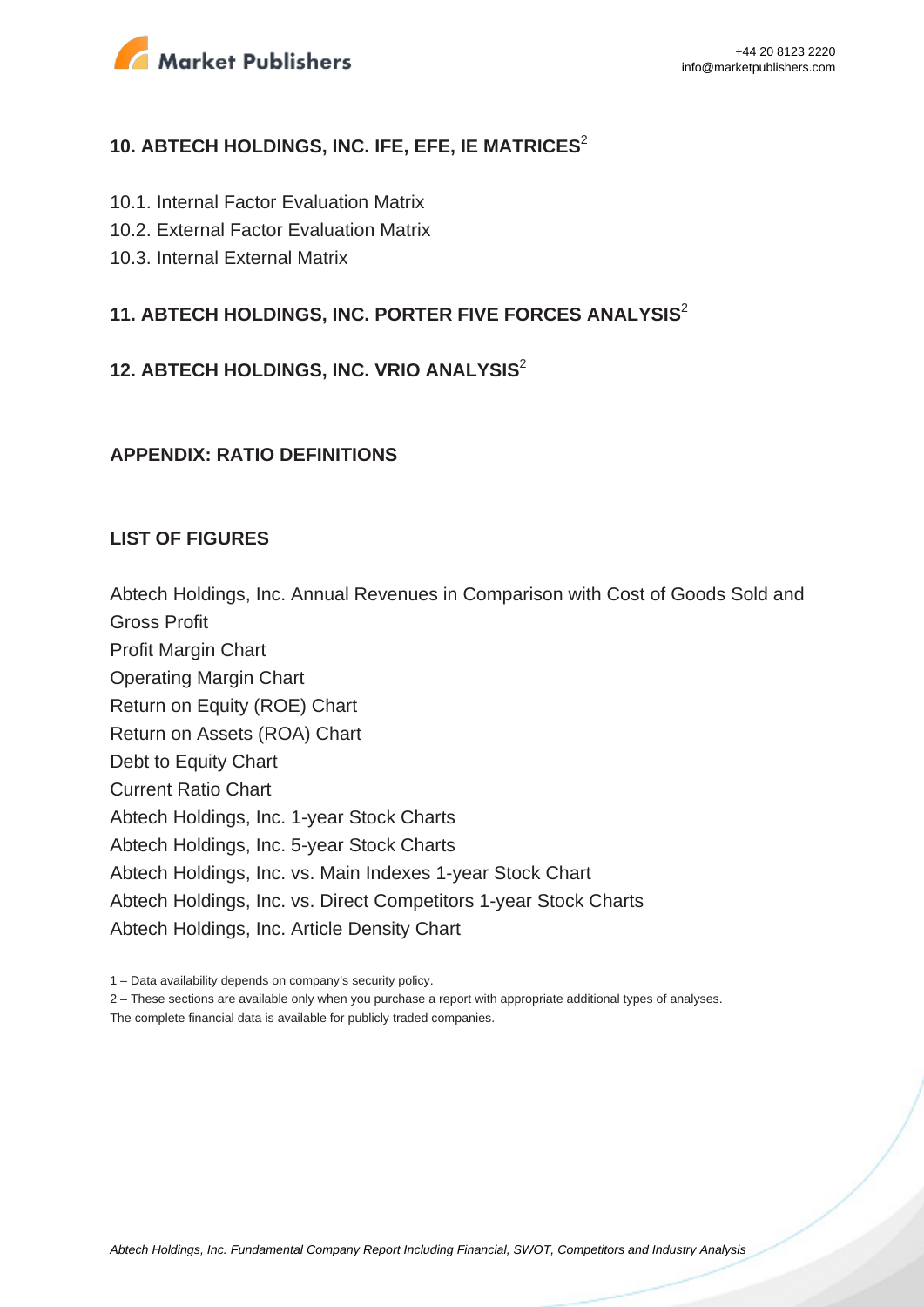## 10. ABTECH HOLDINGS, INC. IFE, EFE, IE MATRICES[2]

10.1. Internal Factor Evaluation Matrix
10.2. External Factor Evaluation Matrix
10.3. Internal External Matrix

## 11. ABTECH HOLDINGS, INC. PORTER FIVE FORCES ANALYSIS[2]

## 12. ABTECH HOLDINGS, INC. VRIO ANALYSIS[2]

## APPENDIX: RATIO DEFINITIONS

## LIST OF FIGURES

Abtech Holdings, Inc. Annual Revenues in Comparison with Cost of Goods Sold and Gross Profit
Profit Margin Chart
Operating Margin Chart
Return on Equity (ROE) Chart
Return on Assets (ROA) Chart
Debt to Equity Chart
Current Ratio Chart
Abtech Holdings, Inc. 1-year Stock Charts
Abtech Holdings, Inc. 5-year Stock Charts
Abtech Holdings, Inc. vs. Main Indexes 1-year Stock Chart
Abtech Holdings, Inc. vs. Direct Competitors 1-year Stock Charts
Abtech Holdings, Inc. Article Density Chart

1 – Data availability depends on company's security policy.
2 – These sections are available only when you purchase a report with appropriate additional types of analyses.
The complete financial data is available for publicly traded companies.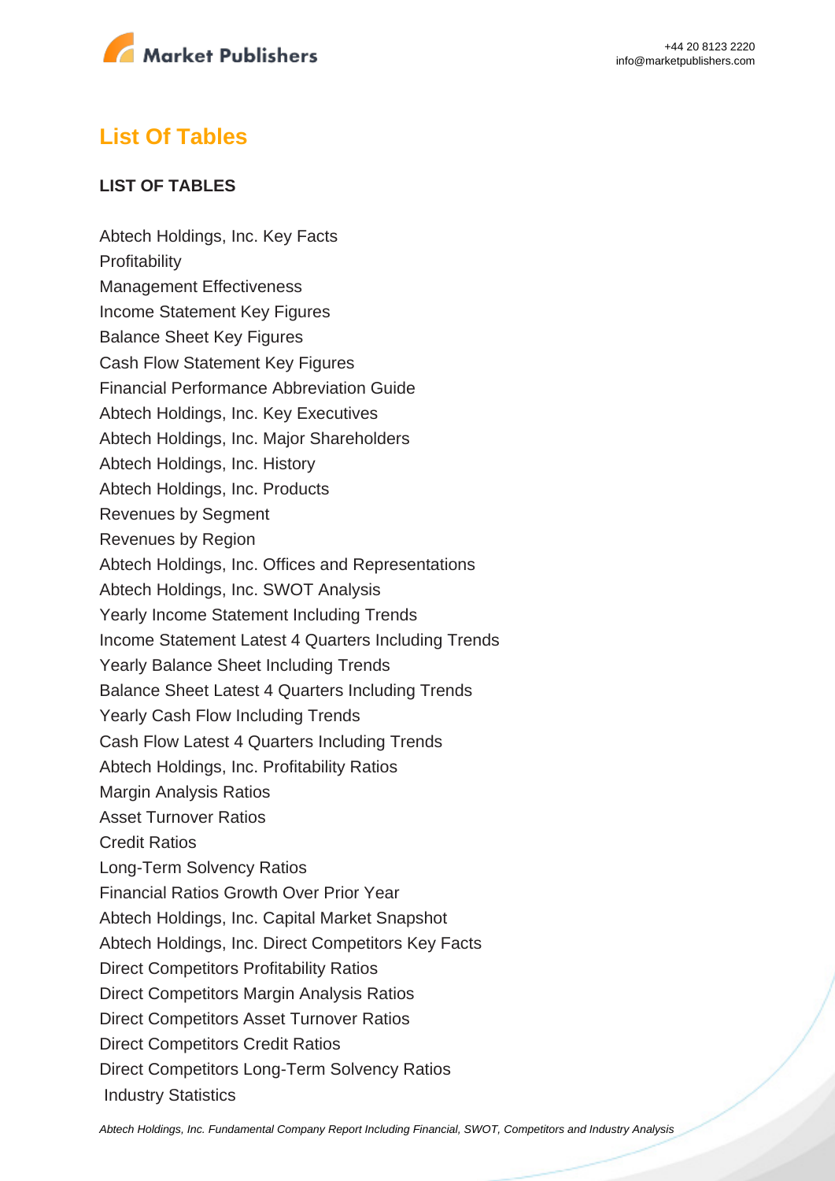## List Of Tables

**LIST OF TABLES**

Abtech Holdings, Inc. Key Facts
Profitability
Management Effectiveness
Income Statement Key Figures
Balance Sheet Key Figures
Cash Flow Statement Key Figures
Financial Performance Abbreviation Guide
Abtech Holdings, Inc. Key Executives
Abtech Holdings, Inc. Major Shareholders
Abtech Holdings, Inc. History
Abtech Holdings, Inc. Products
Revenues by Segment
Revenues by Region
Abtech Holdings, Inc. Offices and Representations
Abtech Holdings, Inc. SWOT Analysis
Yearly Income Statement Including Trends
Income Statement Latest 4 Quarters Including Trends
Yearly Balance Sheet Including Trends
Balance Sheet Latest 4 Quarters Including Trends
Yearly Cash Flow Including Trends
Cash Flow Latest 4 Quarters Including Trends
Abtech Holdings, Inc. Profitability Ratios
Margin Analysis Ratios
Asset Turnover Ratios
Credit Ratios
Long-Term Solvency Ratios
Financial Ratios Growth Over Prior Year
Abtech Holdings, Inc. Capital Market Snapshot
Abtech Holdings, Inc. Direct Competitors Key Facts
Direct Competitors Profitability Ratios
Direct Competitors Margin Analysis Ratios
Direct Competitors Asset Turnover Ratios
Direct Competitors Credit Ratios
Direct Competitors Long-Term Solvency Ratios
Industry Statistics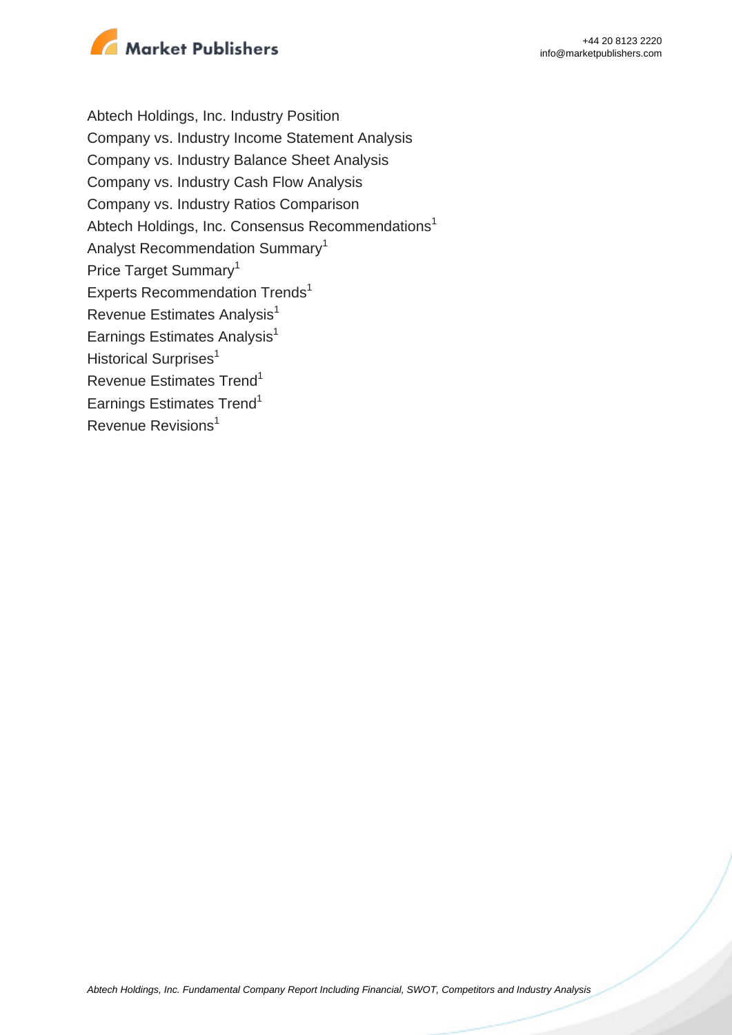Abtech Holdings, Inc. Industry Position
Company vs. Industry Income Statement Analysis
Company vs. Industry Balance Sheet Analysis
Company vs. Industry Cash Flow Analysis
Company vs. Industry Ratios Comparison
Abtech Holdings, Inc. Consensus Recommendations[1]
Analyst Recommendation Summary[1]
Price Target Summary[1]
Experts Recommendation Trends[1]
Revenue Estimates Analysis[1]
Earnings Estimates Analysis[1]
Historical Surprises[1]
Revenue Estimates Trend[1]
Earnings Estimates Trend[1]
Revenue Revisions[1]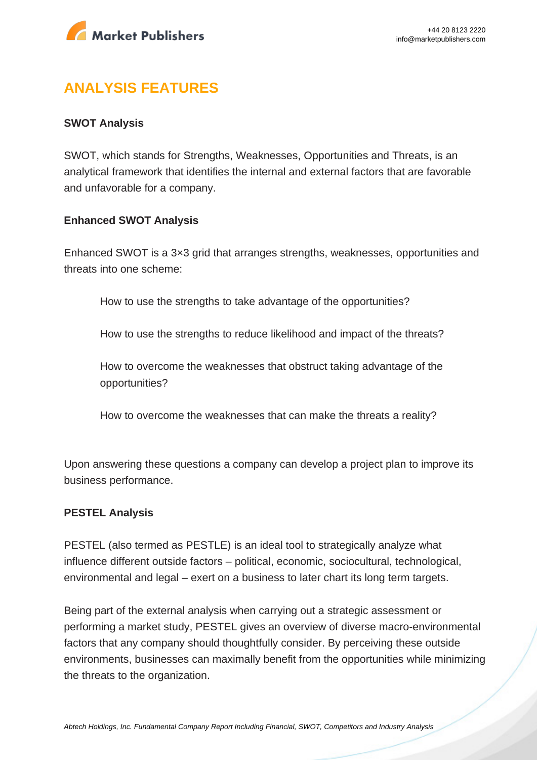## ANALYSIS FEATURES

**SWOT Analysis**

SWOT, which stands for Strengths, Weaknesses, Opportunities and Threats, is an analytical framework that identifies the internal and external factors that are favorable and unfavorable for a company.

**Enhanced SWOT Analysis**

Enhanced SWOT is a 3×3 grid that arranges strengths, weaknesses, opportunities and threats into one scheme:

> How to use the strengths to take advantage of the opportunities?
>
> How to use the strengths to reduce likelihood and impact of the threats?
>
> How to overcome the weaknesses that obstruct taking advantage of the opportunities?
>
> How to overcome the weaknesses that can make the threats a reality?

Upon answering these questions a company can develop a project plan to improve its business performance.

**PESTEL Analysis**

PESTEL (also termed as PESTLE) is an ideal tool to strategically analyze what influence different outside factors – political, economic, sociocultural, technological, environmental and legal – exert on a business to later chart its long term targets.

Being part of the external analysis when carrying out a strategic assessment or performing a market study, PESTEL gives an overview of diverse macro-environmental factors that any company should thoughtfully consider. By perceiving these outside environments, businesses can maximally benefit from the opportunities while minimizing the threats to the organization.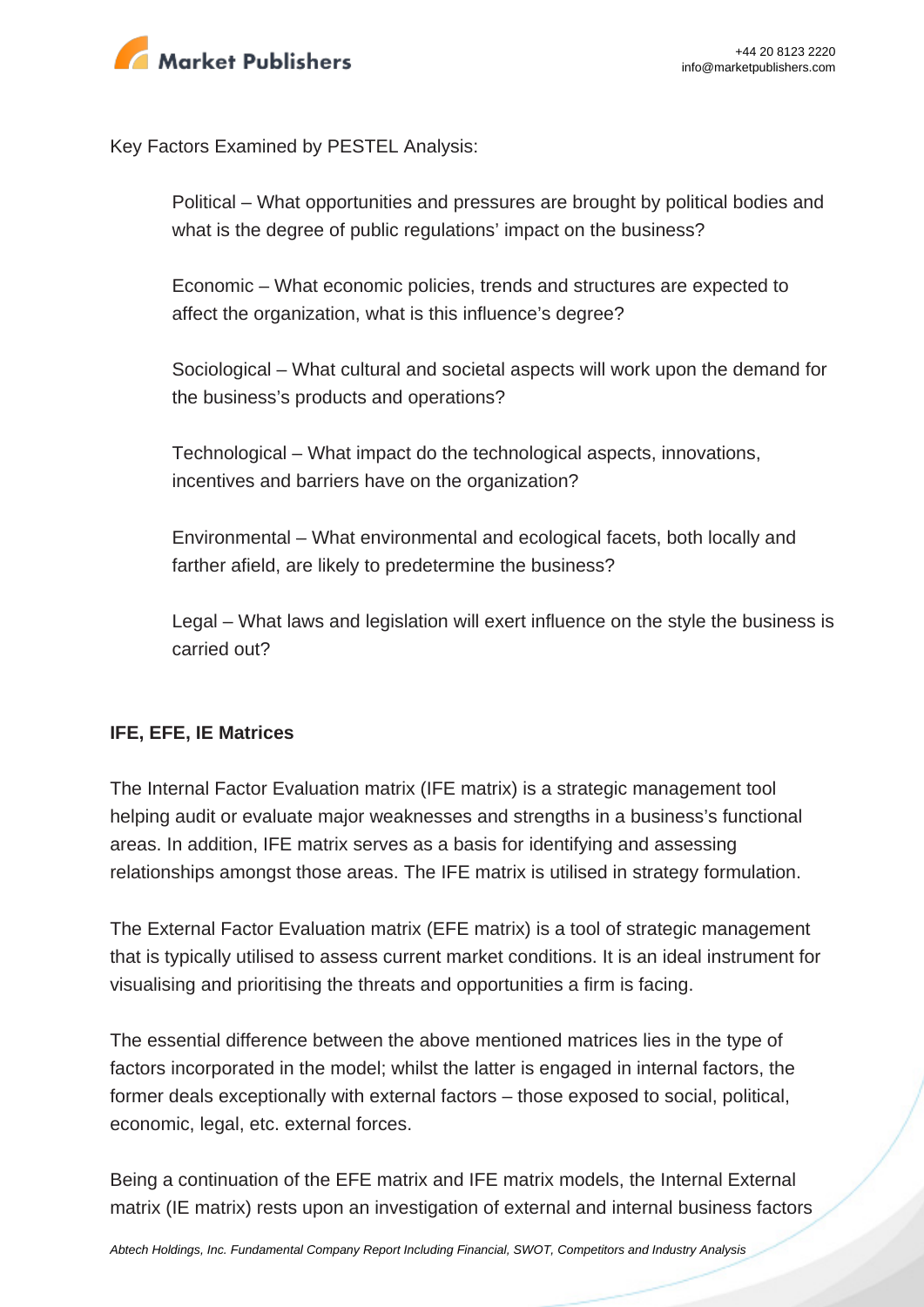Key Factors Examined by PESTEL Analysis:

- Political – What opportunities and pressures are brought by political bodies and what is the degree of public regulations' impact on the business?
- Economic – What economic policies, trends and structures are expected to affect the organization, what is this influence's degree?
- Sociological – What cultural and societal aspects will work upon the demand for the business's products and operations?
- Technological – What impact do the technological aspects, innovations, incentives and barriers have on the organization?
- Environmental – What environmental and ecological facets, both locally and farther afield, are likely to predetermine the business?
- Legal – What laws and legislation will exert influence on the style the business is carried out?

**IFE, EFE, IE Matrices**

The Internal Factor Evaluation matrix (IFE matrix) is a strategic management tool helping audit or evaluate major weaknesses and strengths in a business's functional areas. In addition, IFE matrix serves as a basis for identifying and assessing relationships amongst those areas. The IFE matrix is utilised in strategy formulation.

The External Factor Evaluation matrix (EFE matrix) is a tool of strategic management that is typically utilised to assess current market conditions. It is an ideal instrument for visualising and prioritising the threats and opportunities a firm is facing.

The essential difference between the above mentioned matrices lies in the type of factors incorporated in the model; whilst the latter is engaged in internal factors, the former deals exceptionally with external factors – those exposed to social, political, economic, legal, etc. external forces.

Being a continuation of the EFE matrix and IFE matrix models, the Internal External matrix (IE matrix) rests upon an investigation of external and internal business factors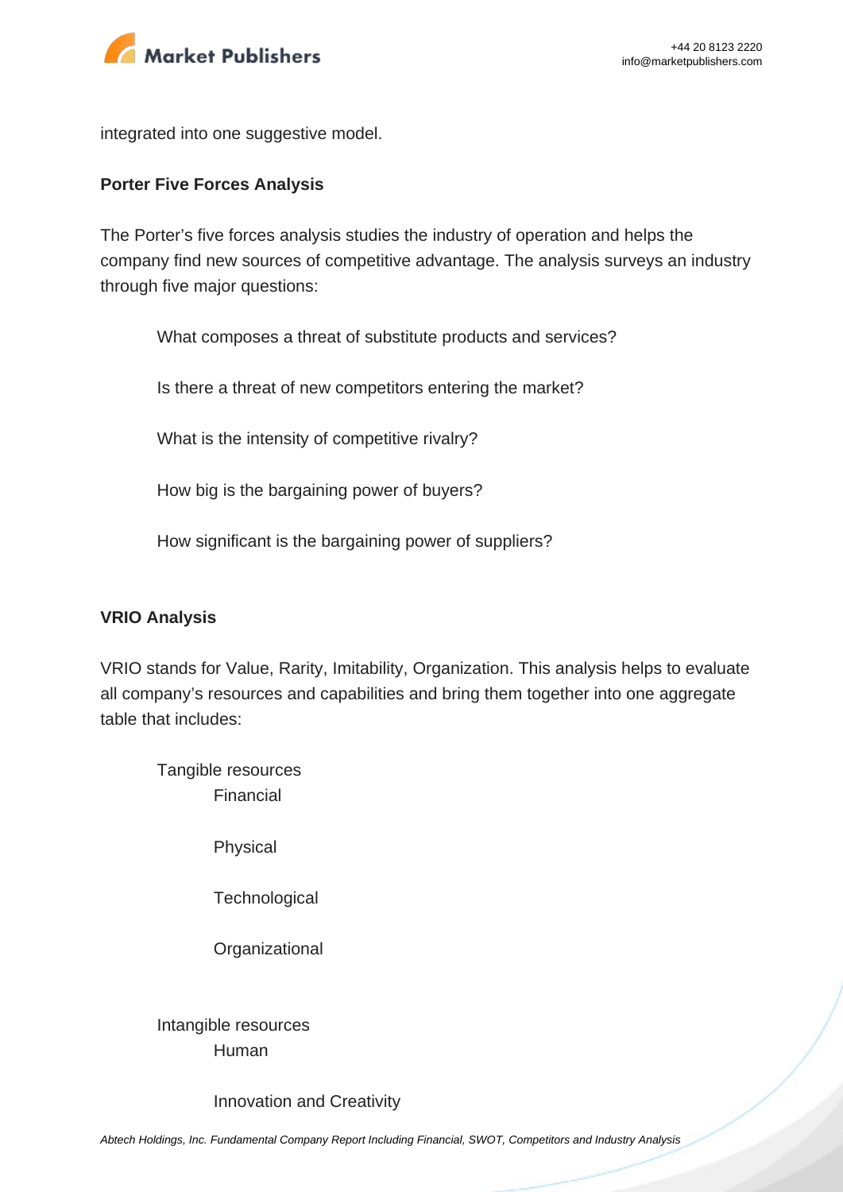integrated into one suggestive model.

**Porter Five Forces Analysis**

The Porter's five forces analysis studies the industry of operation and helps the company find new sources of competitive advantage. The analysis surveys an industry through five major questions:

- What composes a threat of substitute products and services?
- Is there a threat of new competitors entering the market?
- What is the intensity of competitive rivalry?
- How big is the bargaining power of buyers?
- How significant is the bargaining power of suppliers?

**VRIO Analysis**

VRIO stands for Value, Rarity, Imitability, Organization. This analysis helps to evaluate all company's resources and capabilities and bring them together into one aggregate table that includes:

- Tangible resources
  - Financial
  - Physical
  - Technological
  - Organizational
- Intangible resources
  - Human
  - Innovation and Creativity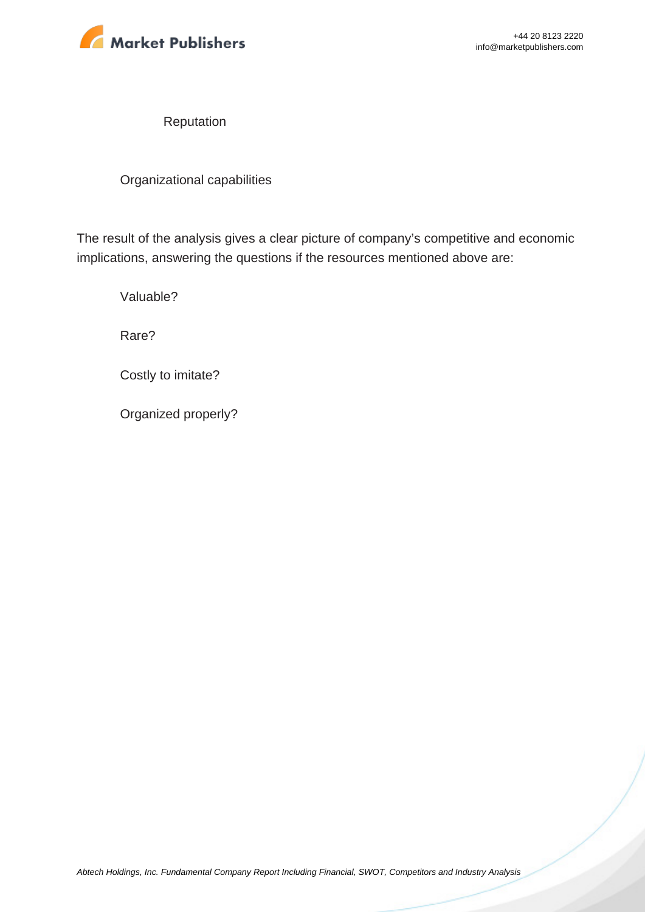- Reputation
- Organizational capabilities

The result of the analysis gives a clear picture of company's competitive and economic implications, answering the questions if the resources mentioned above are:

- Valuable?
- Rare?
- Costly to imitate?
- Organized properly?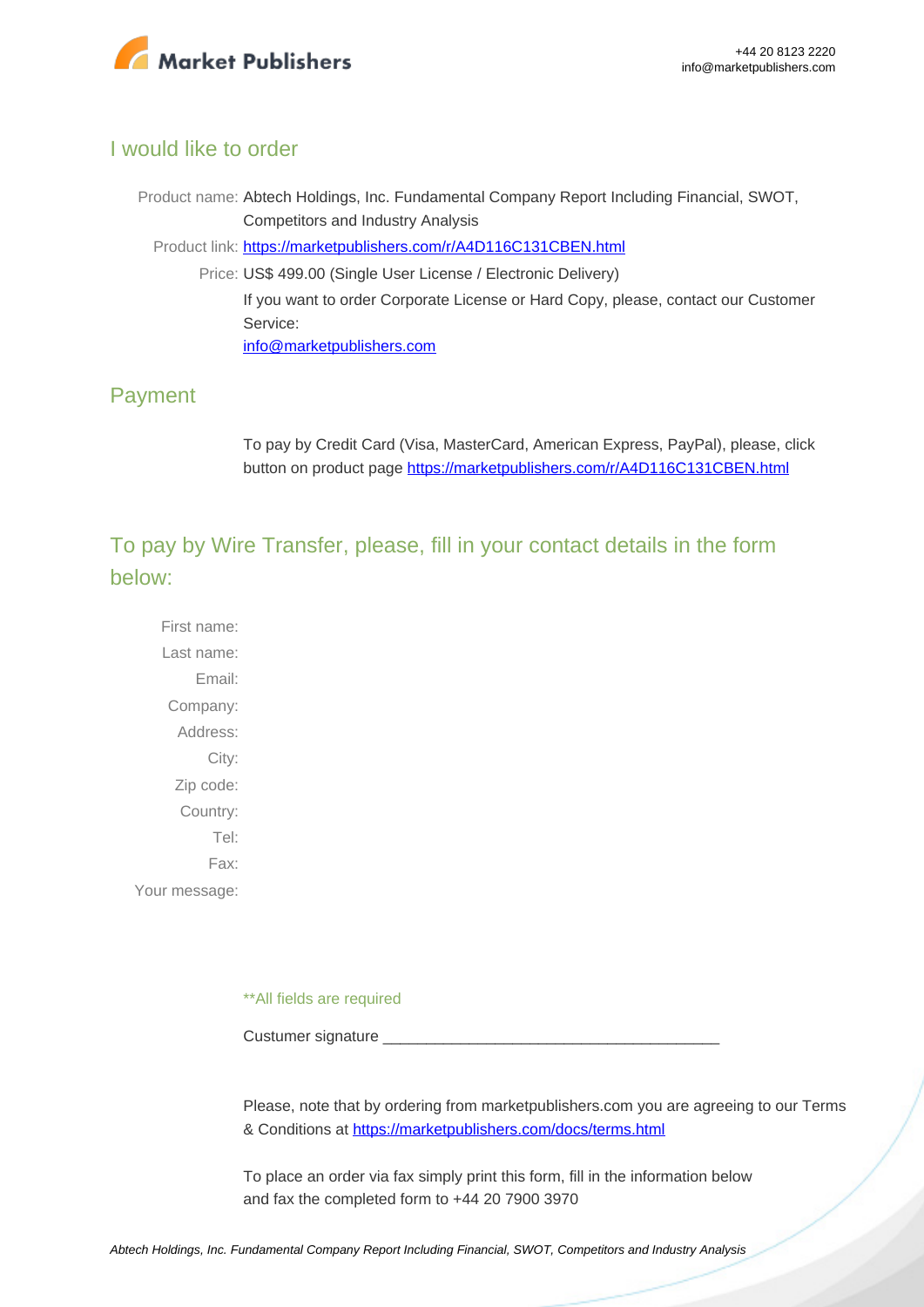## I would like to order

Product name: Abtech Holdings, Inc. Fundamental Company Report Including Financial, SWOT, Competitors and Industry Analysis

Product link: https://marketpublishers.com/r/A4D116C131CBEN.html

Price: US$ 499.00 (Single User License / Electronic Delivery)

If you want to order Corporate License or Hard Copy, please, contact our Customer Service:

info@marketpublishers.com

## Payment

To pay by Credit Card (Visa, MasterCard, American Express, PayPal), please, click button on product page https://marketpublishers.com/r/A4D116C131CBEN.html

## To pay by Wire Transfer, please, fill in your contact details in the form below:

First name:

Last name:

Email:

Company:

Address:

City:

Zip code:

Country:

Tel:

Fax:

Your message:

**All fields are required

Custumer signature _______________________________________

Please, note that by ordering from marketpublishers.com you are agreeing to our Terms & Conditions at https://marketpublishers.com/docs/terms.html

To place an order via fax simply print this form, fill in the information below and fax the completed form to +44 20 7900 3970